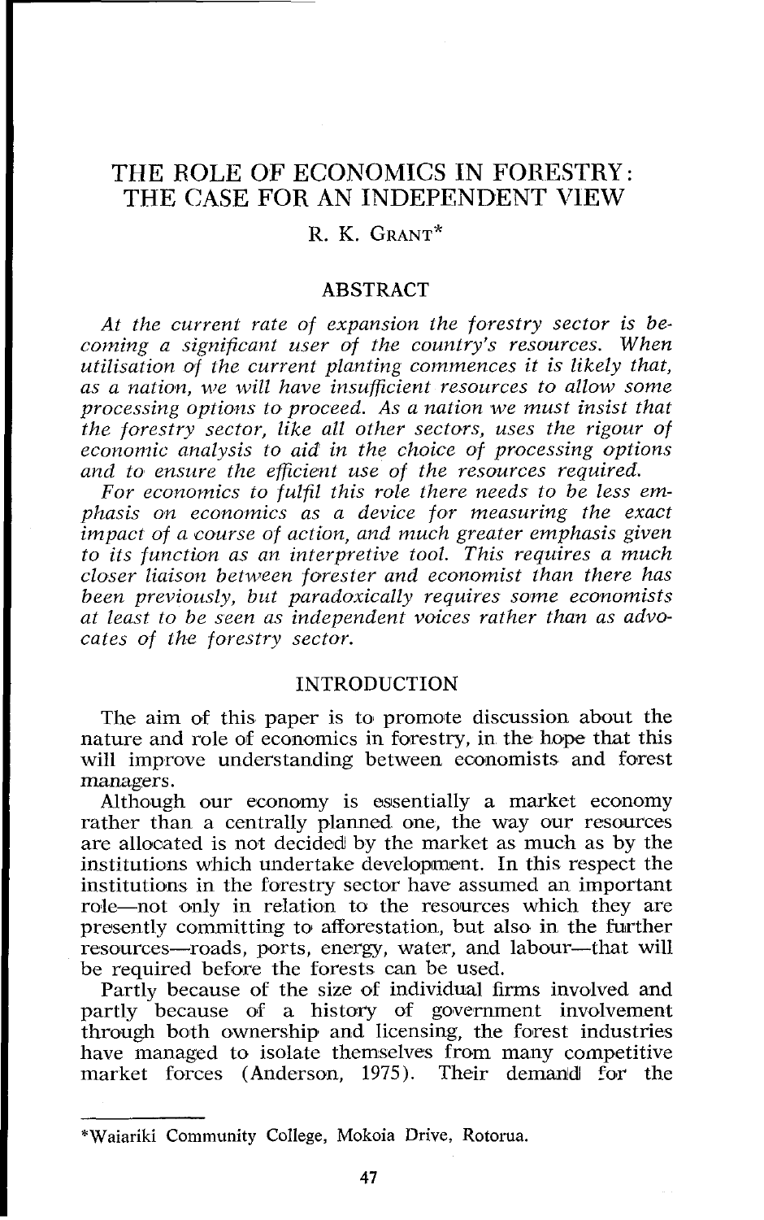# THE ROLE OF ECONOMICS IN FORESTRY: THE CASE FOR AN INDEPENDENT VIEW

R. K. GRANT*

## ABSTRACT

*At the current rate of expansion the forestry sector is becoming a significant user of the country's resources. When utilisation of the current planting commences it is likely that, as a nation, we will have insufficient resources to allow some processing options to proceed. As a nation we must insist that the forestry sector, like all other sectors, uses the rigour of economic analysis to aid in the choice of processing options and to ensure the efficient use of the resources required.*

*For economics to fulfil this role there needs to be less emphasis on economics as a device for measuring the exact impact of a course of action, and much greater emphasis given to its function as an interpretive tool. This requires a much closer liaison between forester and economist than there has been previously, but paradoxically requires some economists at least to be seen as independent voices rather than as advocates of the forestry sector.*

## INTRODUCTION

The aim of this paper is to promote discussion about the nature and role of economics in forestry, in the hope that this will improve understanding between economists and forest managers.

Although our economy is essentially a market economy rather than a centrally planned one, the way our resources are allocated is not decided by the market as much as by the institutions which undertake development. In this respect the institutions in the forestry sector have assumed an important role—not only in relation to the resources which they are presently committing to afforestation, but also in the further resources—roads, ports, energy, water, and labour—that will be required before the forests can be used.

Partly because of the size of individual firms involved and partly because of a history of government involvement through both ownership and licensing, the forest industries have managed to isolate themselves from many competitive market forces (Anderson, 1975). Their demand for the

---

*Wairiki Community College, Mokoia Drive, Rotorua.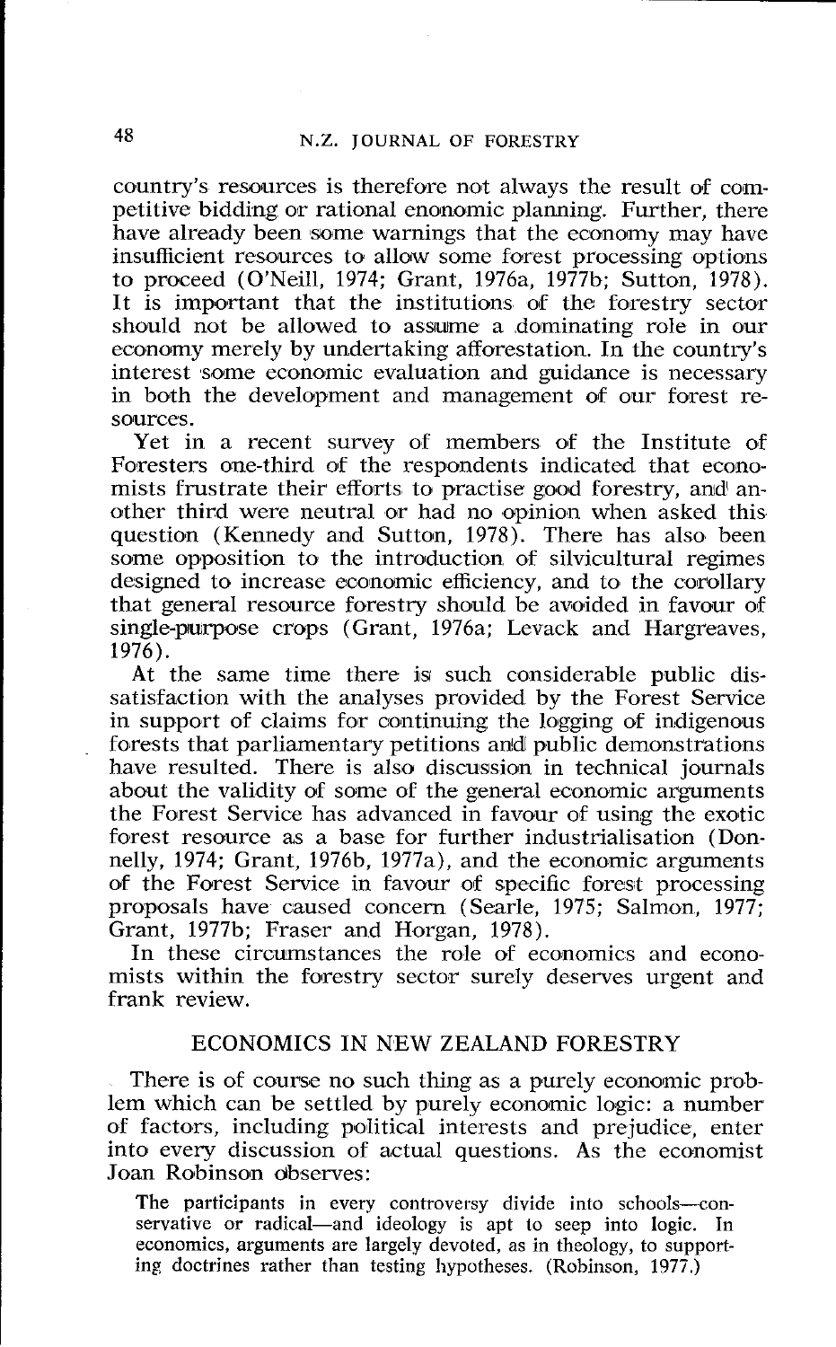country's resources is therefore not always the result of competitive bidding or rational enonomic planning. Further, there have already been some warnings that the economy may have insufficient resources to allow some forest processing options to proceed (O'Neill, 1974; Grant, 1976a, 1977b; Sutton, 1978). It is important that the institutions of the forestry sector should not be allowed to assume a dominating role in our economy merely by undertaking afforestation. In the country's interest some economic evaluation and guidance is necessary in both the development and management of our forest resources.

Yet in a recent survey of members of the Institute of Foresters one-third of the respondents indicated that economists frustrate their efforts to practise good forestry, and another third were neutral or had no opinion when asked this question (Kennedy and Sutton, 1978). There has also been some opposition to the introduction of silvicultural regimes designed to increase economic efficiency, and to the corollary that general resource forestry should be avoided in favour of single-purpose crops (Grant, 1976a; Levack and Hargreaves, 1976).

At the same time there is such considerable public dissatisfaction with the analyses provided by the Forest Service in support of claims for continuing the logging of indigenous forests that parliamentary petitions and public demonstrations have resulted. There is also discussion in technical journals about the validity of some of the general economic arguments the Forest Service has advanced in favour of using the exotic forest resource as a base for further industrialisation (Donnelly, 1974; Grant, 1976b, 1977a), and the economic arguments of the Forest Service in favour of specific forest processing proposals have caused concern (Searle, 1975; Salmon, 1977; Grant, 1977b; Fraser and Horgan, 1978).

In these circumstances the role of economics and economists within the forestry sector surely deserves urgent and frank review.

## ECONOMICS IN NEW ZEALAND FORESTRY

There is of course no such thing as a purely economic problem which can be settled by purely economic logic: a number of factors, including political interests and prejudice, enter into every discussion of actual questions. As the economist Joan Robinson observes:

> The participants in every controversy divide into schools—conservative or radical—and ideology is apt to seep into logic. In economics, arguments are largely devoted, as in theology, to supporting doctrines rather than testing hypotheses. (Robinson, 1977.)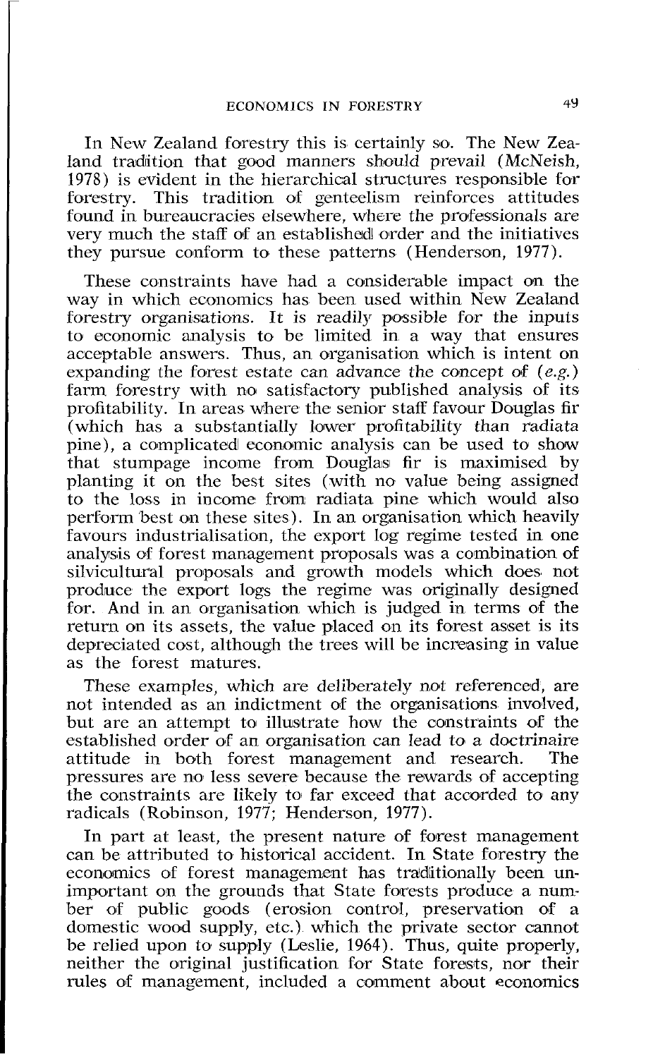In New Zealand forestry this is certainly so. The New Zealand tradition that good manners should prevail (McNeish, 1978) is evident in the hierarchical structures responsible for forestry. This tradition of genteelism reinforces attitudes found in bureaucracies elsewhere, where the professionals are very much the staff of an established order and the initiatives they pursue conform to these patterns (Henderson, 1977).

These constraints have had a considerable impact on the way in which economics has been used within New Zealand forestry organisations. It is readily possible for the inputs to economic analysis to be limited in a way that ensures acceptable answers. Thus, an organisation which is intent on expanding the forest estate can advance the concept of (*e.g.*) farm forestry with no satisfactory published analysis of its profitability. In areas where the senior staff favour Douglas fir (which has a substantially lower profitability than radiata pine), a complicated economic analysis can be used to show that stumpage income from Douglas fir is maximised by planting it on the best sites (with no value being assigned to the loss in income from radiata pine which would also perform best on these sites). In an organisation which heavily favours industrialisation, the export log regime tested in one analysis of forest management proposals was a combination of silvicultural proposals and growth models which does not produce the export logs the regime was originally designed for. And in an organisation which is judged in terms of the return on its assets, the value placed on its forest asset is its depreciated cost, although the trees will be increasing in value as the forest matures.

These examples, which are deliberately not referenced, are not intended as an indictment of the organisations involved, but are an attempt to illustrate how the constraints of the established order of an organisation can lead to a doctrinaire attitude in both forest management and research. The pressures are no less severe because the rewards of accepting the constraints are likely to far exceed that accorded to any radicals (Robinson, 1977; Henderson, 1977).

In part at least, the present nature of forest management can be attributed to historical accident. In State forestry the economics of forest management has traditionally been unimportant on the grounds that State forests produce a number of public goods (erosion control, preservation of a domestic wood supply, etc.) which the private sector cannot be relied upon to supply (Leslie, 1964). Thus, quite properly, neither the original justification for State forests, nor their rules of management, included a comment about economics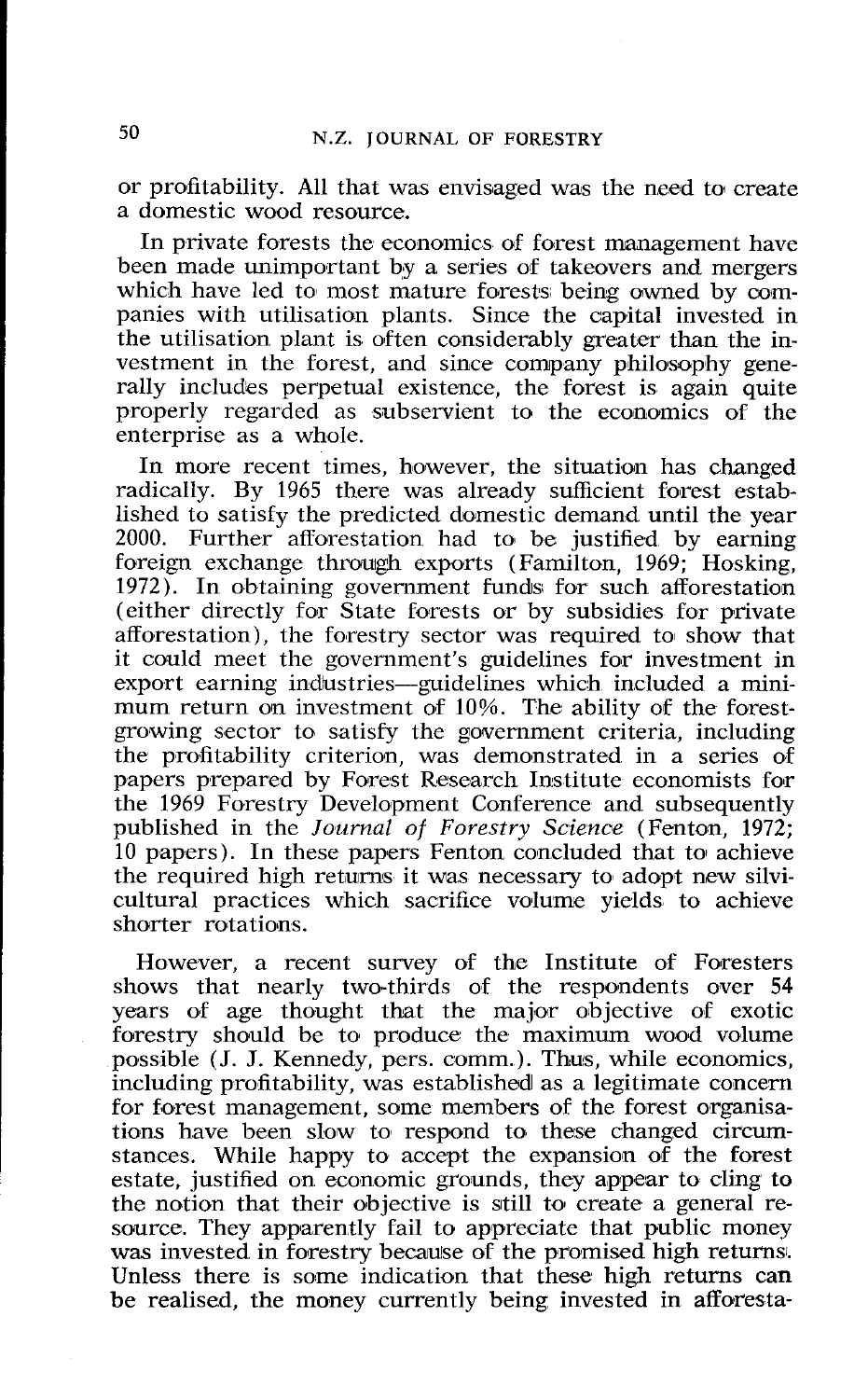or profitability. All that was envisaged was the need to create a domestic wood resource.

In private forests the economics of forest management have been made unimportant by a series of takeovers and mergers which have led to most mature forests being owned by companies with utilisation plants. Since the capital invested in the utilisation plant is often considerably greater than the investment in the forest, and since company philosophy generally includes perpetual existence, the forest is again quite properly regarded as subservient to the economics of the enterprise as a whole.

In more recent times, however, the situation has changed radically. By 1965 there was already sufficient forest established to satisfy the predicted domestic demand until the year 2000. Further afforestation had to be justified by earning foreign exchange through exports (Familton, 1969; Hosking, 1972). In obtaining government funds for such afforestation (either directly for State forests or by subsidies for private afforestation), the forestry sector was required to show that it could meet the government's guidelines for investment in export earning industries—guidelines which included a minimum return on investment of 10%. The ability of the forest-growing sector to satisfy the government criteria, including the profitability criterion, was demonstrated in a series of papers prepared by Forest Research Institute economists for the 1969 Forestry Development Conference and subsequently published in the *Journal of Forestry Science* (Fenton, 1972; 10 papers). In these papers Fenton concluded that to achieve the required high returns it was necessary to adopt new silvicultural practices which sacrifice volume yields to achieve shorter rotations.

However, a recent survey of the Institute of Foresters shows that nearly two-thirds of the respondents over 54 years of age thought that the major objective of exotic forestry should be to produce the maximum wood volume possible (J. J. Kennedy, pers. comm.). Thus, while economics, including profitability, was established as a legitimate concern for forest management, some members of the forest organisations have been slow to respond to these changed circumstances. While happy to accept the expansion of the forest estate, justified on economic grounds, they appear to cling to the notion that their objective is still to create a general resource. They apparently fail to appreciate that public money was invested in forestry because of the promised high returns. Unless there is some indication that these high returns can be realised, the money currently being invested in afforesta-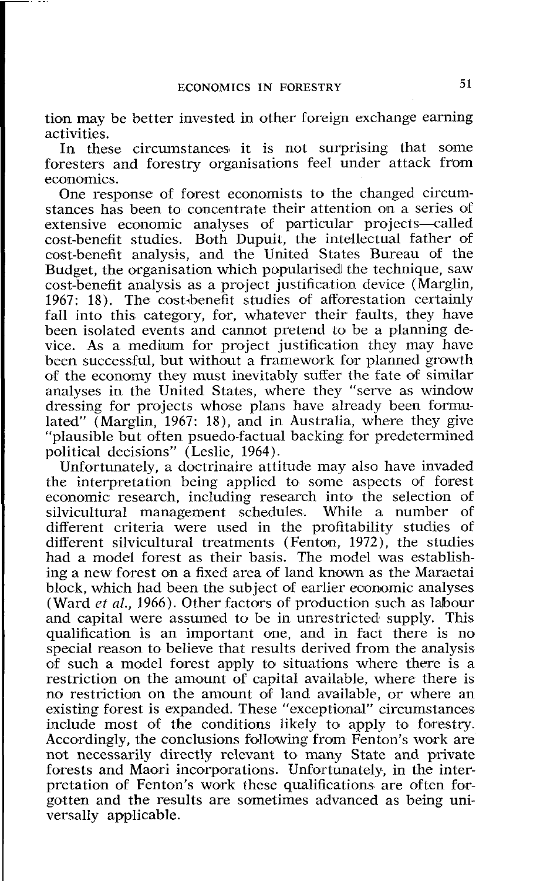tion may be better invested in other foreign exchange earning activities.

In these circumstances it is not surprising that some foresters and forestry organisations feel under attack from economics.

One response of forest economists to the changed circumstances has been to concentrate their attention on a series of extensive economic analyses of particular projects—called cost-benefit studies. Both Dupuit, the intellectual father of cost-benefit analysis, and the United States Bureau of the Budget, the organisation which popularised the technique, saw cost-benefit analysis as a project justification device (Marglin, 1967: 18). The cost-benefit studies of afforestation certainly fall into this category, for, whatever their faults, they have been isolated events and cannot pretend to be a planning device. As a medium for project justification they may have been successful, but without a framework for planned growth of the economy they must inevitably suffer the fate of similar analyses in the United States, where they "serve as window dressing for projects whose plans have already been formulated" (Marglin, 1967: 18), and in Australia, where they give "plausible but often psuedo-factual backing for predetermined political decisions" (Leslie, 1964).

Unfortunately, a doctrinaire attitude may also have invaded the interpretation being applied to some aspects of forest economic research, including research into the selection of silvicultural management schedules. While a number of different criteria were used in the profitability studies of different silvicultural treatments (Fenton, 1972), the studies had a model forest as their basis. The model was establishing a new forest on a fixed area of land known as the Maraetai block, which had been the subject of earlier economic analyses (Ward *et al.*, 1966). Other factors of production such as labour and capital were assumed to be in unrestricted supply. This qualification is an important one, and in fact there is no special reason to believe that results derived from the analysis of such a model forest apply to situations where there is a restriction on the amount of capital available, where there is no restriction on the amount of land available, or where an existing forest is expanded. These "exceptional" circumstances include most of the conditions likely to apply to forestry. Accordingly, the conclusions following from Fenton's work are not necessarily directly relevant to many State and private forests and Maori incorporations. Unfortunately, in the interpretation of Fenton's work these qualifications are often forgotten and the results are sometimes advanced as being universally applicable.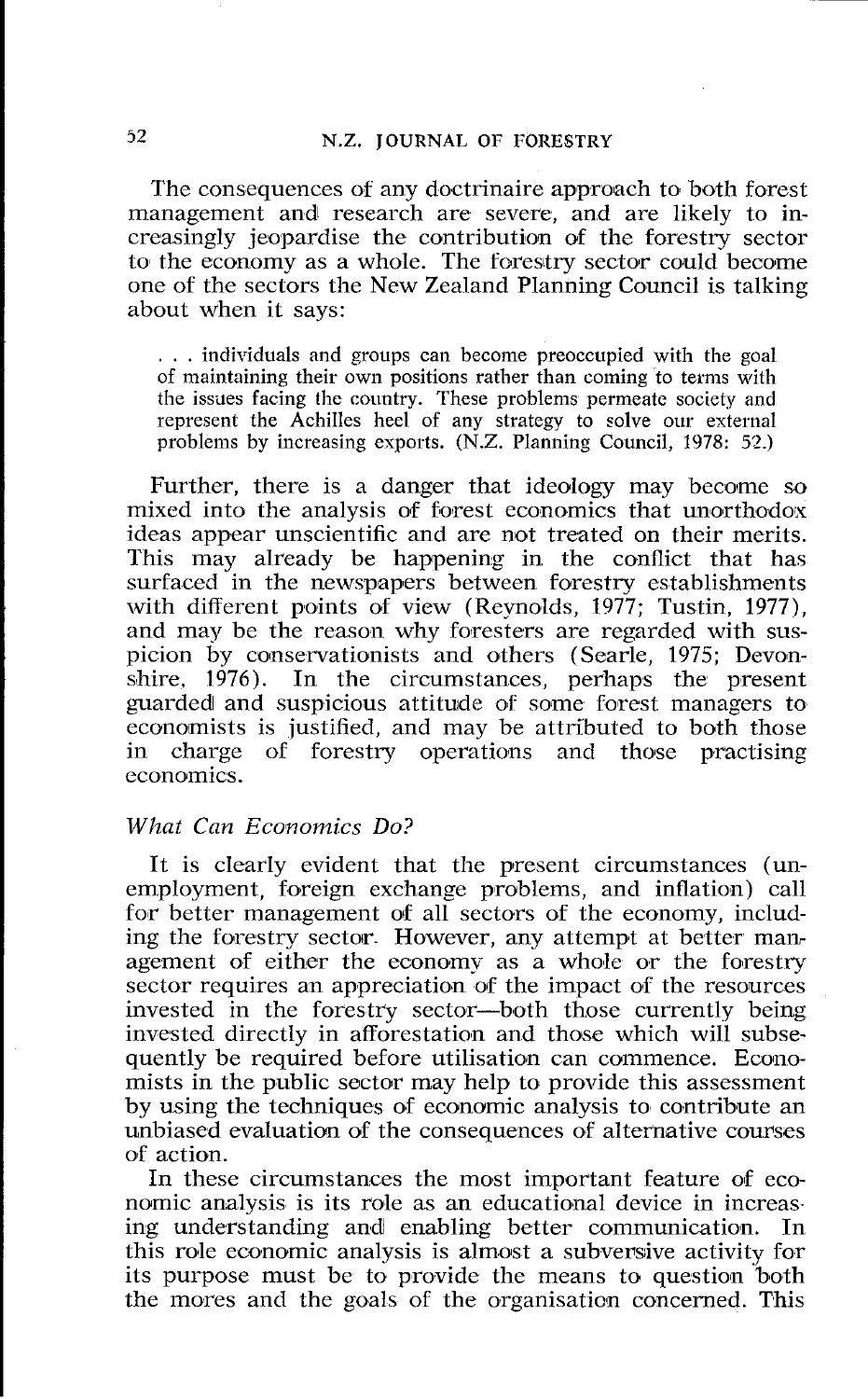The consequences of any doctrinaire approach to both forest management and research are severe, and are likely to increasingly jeopardise the contribution of the forestry sector to the economy as a whole. The forestry sector could become one of the sectors the New Zealand Planning Council is talking about when it says:

> . . . individuals and groups can become preoccupied with the goal of maintaining their own positions rather than coming to terms with the issues facing the country. These problems permeate society and represent the Achilles heel of any strategy to solve our external problems by increasing exports. (N.Z. Planning Council, 1978: 52.)

Further, there is a danger that ideology may become so mixed into the analysis of forest economics that unorthodox ideas appear unscientific and are not treated on their merits. This may already be happening in the conflict that has surfaced in the newspapers between forestry establishments with different points of view (Reynolds, 1977; Tustin, 1977), and may be the reason why foresters are regarded with suspicion by conservationists and others (Searle, 1975; Devonshire, 1976). In the circumstances, perhaps the present guarded and suspicious attitude of some forest managers to economists is justified, and may be attributed to both those in charge of forestry operations and those practising economics.

### *What Can Economics Do?*

It is clearly evident that the present circumstances (unemployment, foreign exchange problems, and inflation) call for better management of all sectors of the economy, including the forestry sector. However, any attempt at better management of either the economy as a whole or the forestry sector requires an appreciation of the impact of the resources invested in the forestry sector—both those currently being invested directly in afforestation and those which will subsequently be required before utilisation can commence. Economists in the public sector may help to provide this assessment by using the techniques of economic analysis to contribute an unbiased evaluation of the consequences of alternative courses of action.

In these circumstances the most important feature of economic analysis is its role as an educational device in increasing understanding and enabling better communication. In this role economic analysis is almost a subversive activity for its purpose must be to provide the means to question both the mores and the goals of the organisation concerned. This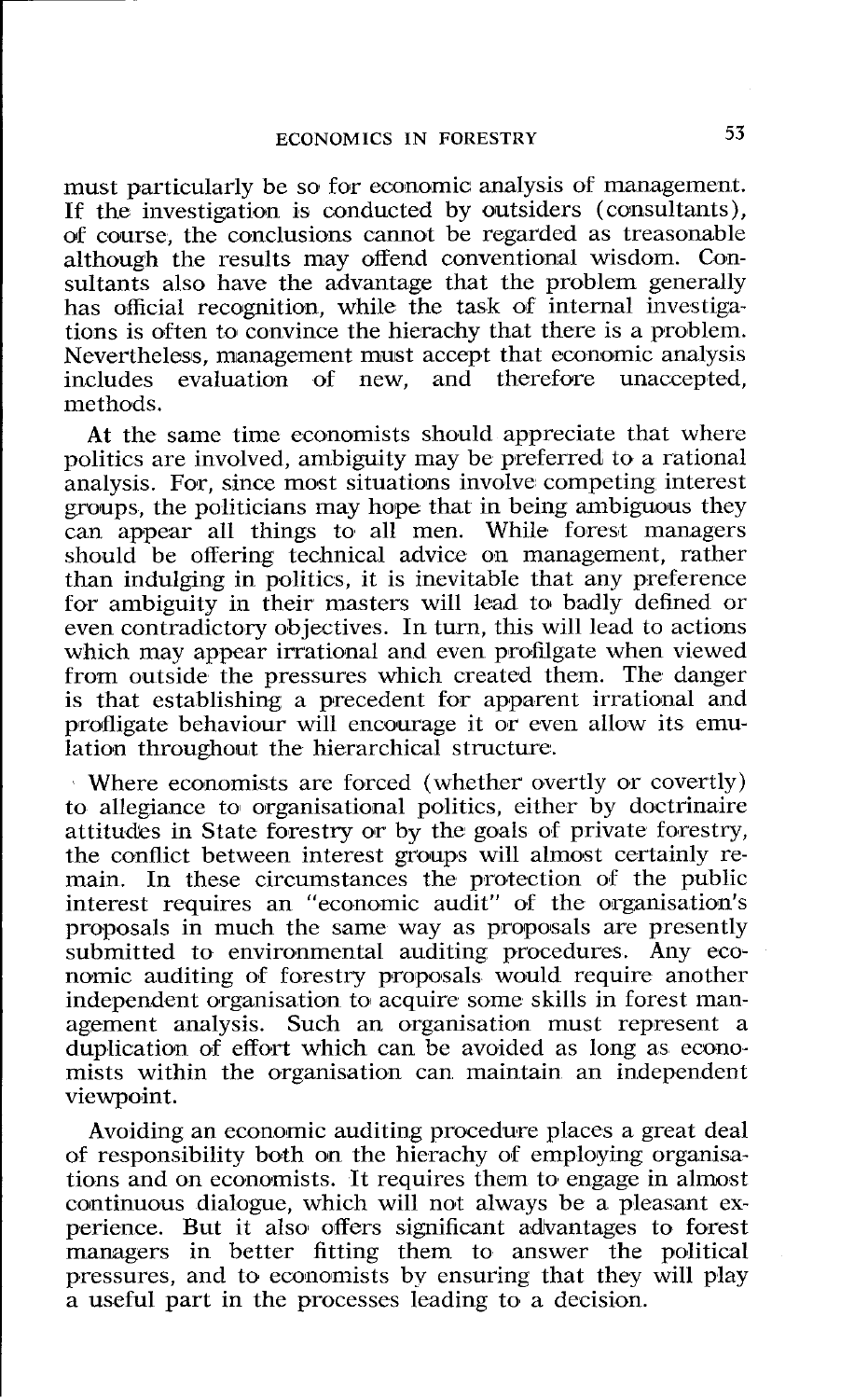must particularly be so for economic analysis of management. If the investigation is conducted by outsiders (consultants), of course, the conclusions cannot be regarded as treasonable although the results may offend conventional wisdom. Consultants also have the advantage that the problem generally has official recognition, while the task of internal investigations is often to convince the hierachy that there is a problem. Nevertheless, management must accept that economic analysis includes evaluation of new, and therefore unaccepted, methods.

At the same time economists should appreciate that where politics are involved, ambiguity may be preferred to a rational analysis. For, since most situations involve competing interest groups, the politicians may hope that in being ambiguous they can appear all things to all men. While forest managers should be offering technical advice on management, rather than indulging in politics, it is inevitable that any preference for ambiguity in their masters will lead to badly defined or even contradictory objectives. In turn, this will lead to actions which may appear irrational and even profilgate when viewed from outside the pressures which created them. The danger is that establishing a precedent for apparent irrational and profligate behaviour will encourage it or even allow its emulation throughout the hierarchical structure.

Where economists are forced (whether overtly or covertly) to allegiance to organisational politics, either by doctrinaire attitudes in State forestry or by the goals of private forestry, the conflict between interest groups will almost certainly remain. In these circumstances the protection of the public interest requires an "economic audit" of the organisation's proposals in much the same way as proposals are presently submitted to environmental auditing procedures. Any economic auditing of forestry proposals would require another independent organisation to acquire some skills in forest management analysis. Such an organisation must represent a duplication of effort which can be avoided as long as economists within the organisation can maintain an independent viewpoint.

Avoiding an economic auditing procedure places a great deal of responsibility both on the hierachy of employing organisations and on economists. It requires them to engage in almost continuous dialogue, which will not always be a pleasant experience. But it also offers significant advantages to forest managers in better fitting them to answer the political pressures, and to economists by ensuring that they will play a useful part in the processes leading to a decision.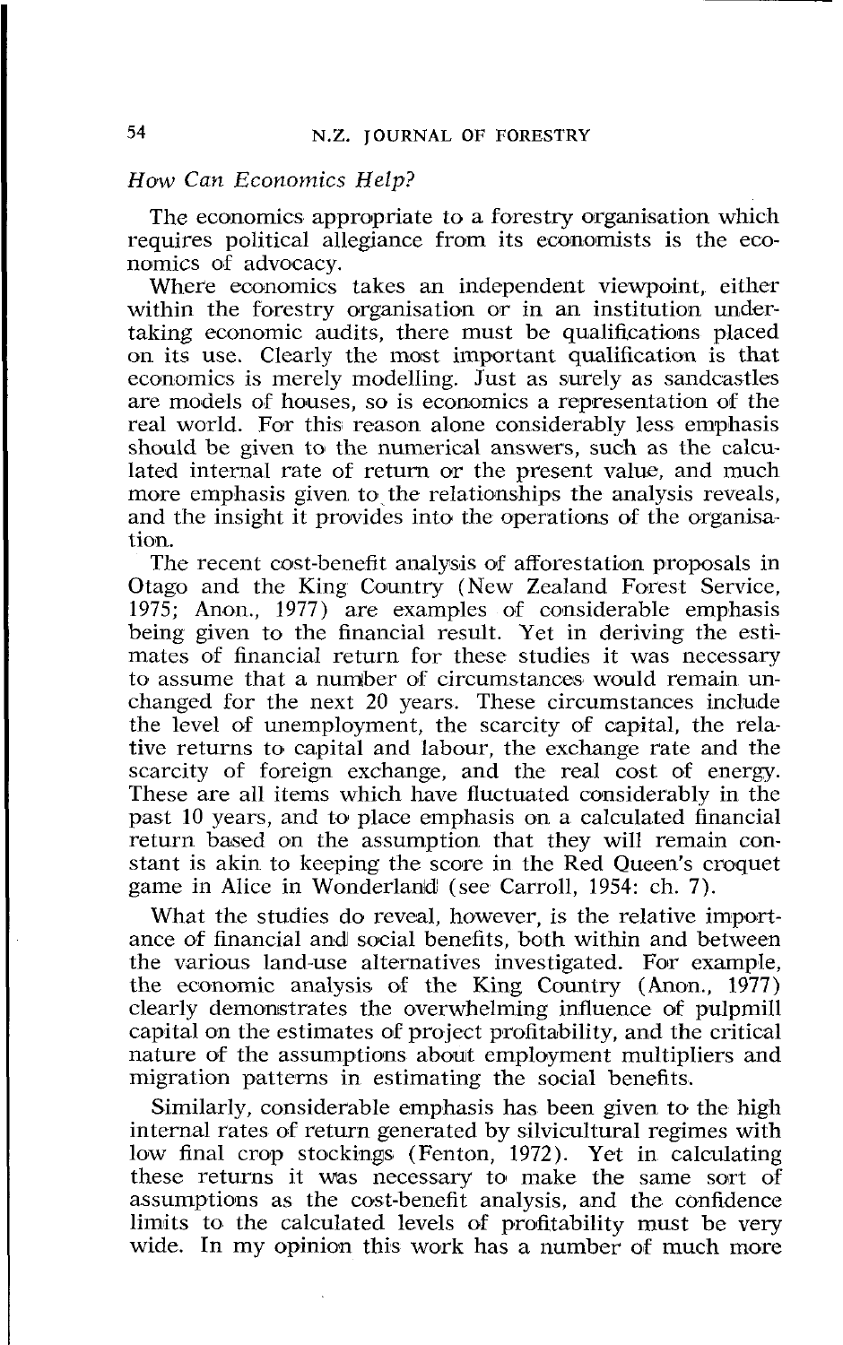### *How Can Economics Help?*

The economics appropriate to a forestry organisation which requires political allegiance from its economists is the economics of advocacy.

Where economics takes an independent viewpoint, either within the forestry organisation or in an institution undertaking economic audits, there must be qualifications placed on its use. Clearly the most important qualification is that economics is merely modelling. Just as surely as sandcastles are models of houses, so is economics a representation of the real world. For this reason alone considerably less emphasis should be given to the numerical answers, such as the calculated internal rate of return or the present value, and much more emphasis given to the relationships the analysis reveals, and the insight it provides into the operations of the organisation.

The recent cost-benefit analysis of afforestation proposals in Otago and the King Country (New Zealand Forest Service, 1975; Anon., 1977) are examples of considerable emphasis being given to the financial result. Yet in deriving the estimates of financial return for these studies it was necessary to assume that a number of circumstances would remain unchanged for the next 20 years. These circumstances include the level of unemployment, the scarcity of capital, the relative returns to capital and labour, the exchange rate and the scarcity of foreign exchange, and the real cost of energy. These are all items which have fluctuated considerably in the past 10 years, and to place emphasis on a calculated financial return based on the assumption that they will remain constant is akin to keeping the score in the Red Queen's croquet game in Alice in Wonderland (see Carroll, 1954: ch. 7).

What the studies do reveal, however, is the relative importance of financial and social benefits, both within and between the various land-use alternatives investigated. For example, the economic analysis of the King Country (Anon., 1977) clearly demonstrates the overwhelming influence of pulpmill capital on the estimates of project profitability, and the critical nature of the assumptions about employment multipliers and migration patterns in estimating the social benefits.

Similarly, considerable emphasis has been given to the high internal rates of return generated by silvicultural regimes with low final crop stockings (Fenton, 1972). Yet in calculating these returns it was necessary to make the same sort of assumptions as the cost-benefit analysis, and the confidence limits to the calculated levels of profitability must be very wide. In my opinion this work has a number of much more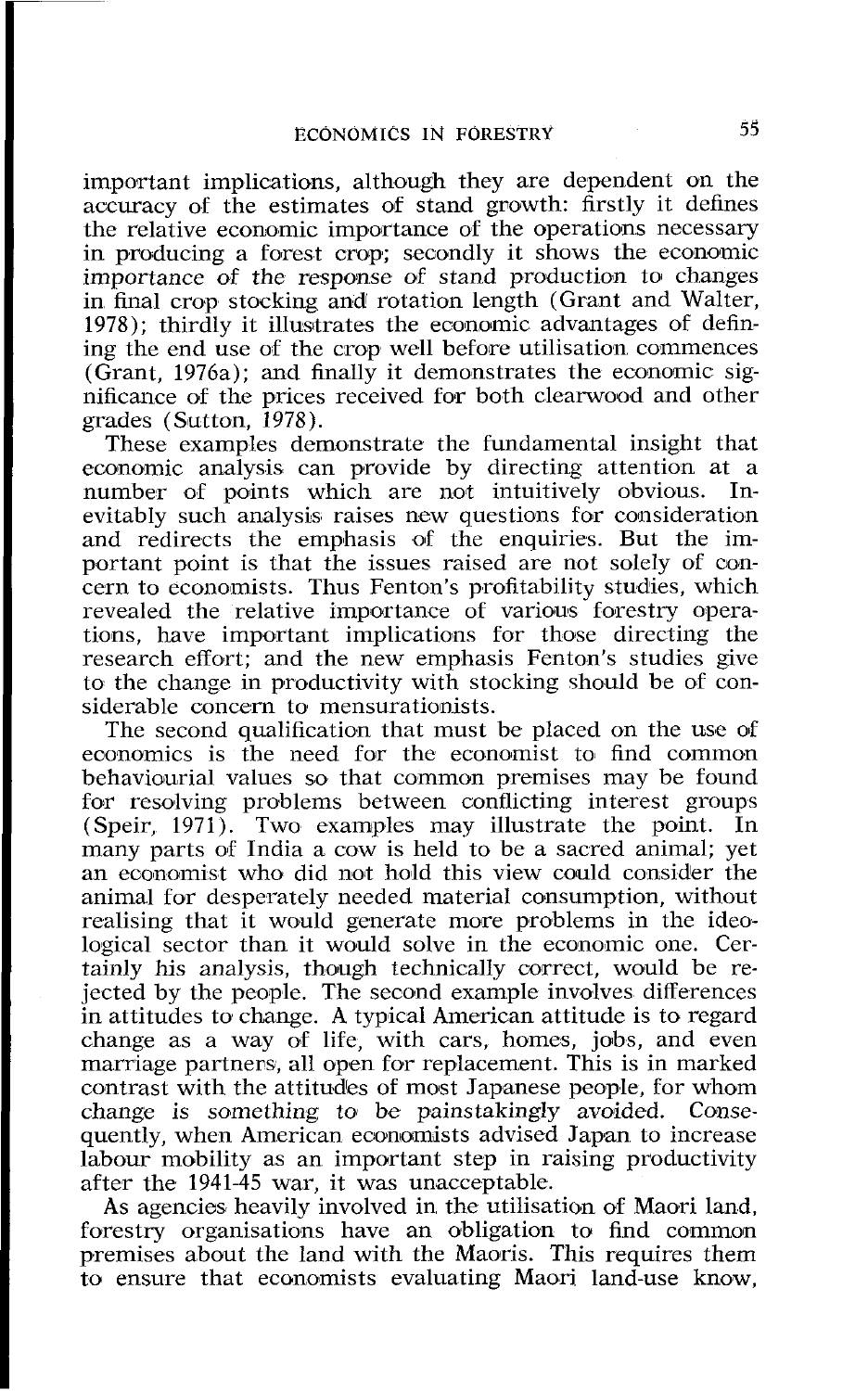important implications, although they are dependent on the accuracy of the estimates of stand growth: firstly it defines the relative economic importance of the operations necessary in producing a forest crop; secondly it shows the economic importance of the response of stand production to changes in final crop stocking and rotation length (Grant and Walter, 1978); thirdly it illustrates the economic advantages of defining the end use of the crop well before utilisation commences (Grant, 1976a); and finally it demonstrates the economic significance of the prices received for both clearwood and other grades (Sutton, 1978).

These examples demonstrate the fundamental insight that economic analysis can provide by directing attention at a number of points which are not intuitively obvious. Inevitably such analysis raises new questions for consideration and redirects the emphasis of the enquiries. But the important point is that the issues raised are not solely of concern to economists. Thus Fenton's profitability studies, which revealed the relative importance of various forestry operations, have important implications for those directing the research effort; and the new emphasis Fenton's studies give to the change in productivity with stocking should be of considerable concern to mensurationists.

The second qualification that must be placed on the use of economics is the need for the economist to find common behaviourial values so that common premises may be found for resolving problems between conflicting interest groups (Speir, 1971). Two examples may illustrate the point. In many parts of India a cow is held to be a sacred animal; yet an economist who did not hold this view could consider the animal for desperately needed material consumption, without realising that it would generate more problems in the ideological sector than it would solve in the economic one. Certainly his analysis, though technically correct, would be rejected by the people. The second example involves differences in attitudes to change. A typical American attitude is to regard change as a way of life, with cars, homes, jobs, and even marriage partners, all open for replacement. This is in marked contrast with the attitudes of most Japanese people, for whom change is something to be painstakingly avoided. Consequently, when American economists advised Japan to increase labour mobility as an important step in raising productivity after the 1941-45 war, it was unacceptable.

As agencies heavily involved in the utilisation of Maori land, forestry organisations have an obligation to find common premises about the land with the Maoris. This requires them to ensure that economists evaluating Maori land-use know,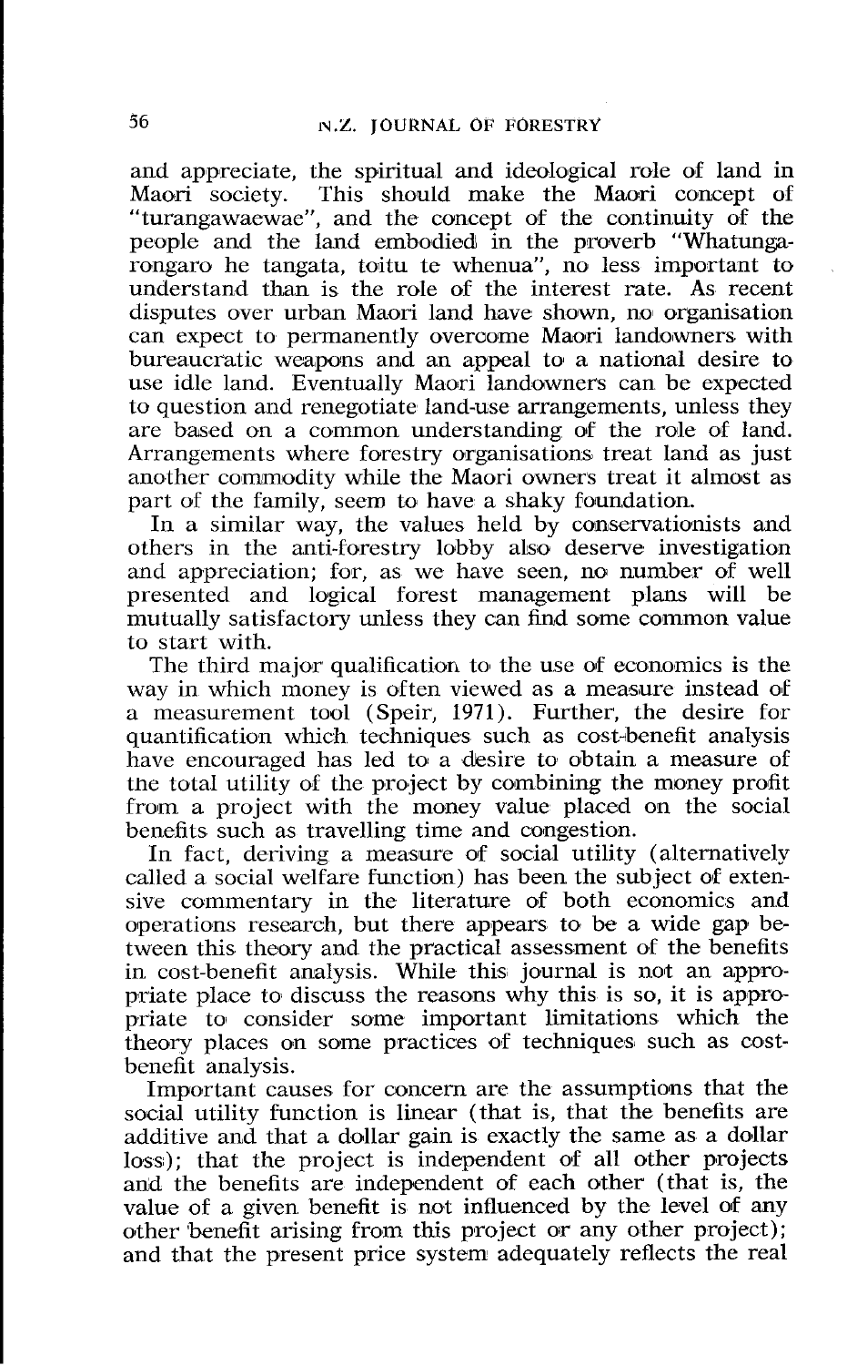and appreciate, the spiritual and ideological role of land in Maori society. This should make the Maori concept of "turangawaewae", and the concept of the continuity of the people and the land embodied in the proverb "Whatungarongaro he tangata, toitu te whenua", no less important to understand than is the role of the interest rate. As recent disputes over urban Maori land have shown, no organisation can expect to permanently overcome Maori landowners with bureaucratic weapons and an appeal to a national desire to use idle land. Eventually Maori landowners can be expected to question and renegotiate land-use arrangements, unless they are based on a common understanding of the role of land. Arrangements where forestry organisations treat land as just another commodity while the Maori owners treat it almost as part of the family, seem to have a shaky foundation.

In a similar way, the values held by conservationists and others in the anti-forestry lobby also deserve investigation and appreciation; for, as we have seen, no number of well presented and logical forest management plans will be mutually satisfactory unless they can find some common value to start with.

The third major qualification to the use of economics is the way in which money is often viewed as a measure instead of a measurement tool (Speir, 1971). Further, the desire for quantification which techniques such as cost-benefit analysis have encouraged has led to a desire to obtain a measure of the total utility of the project by combining the money profit from a project with the money value placed on the social benefits such as travelling time and congestion.

In fact, deriving a measure of social utility (alternatively called a social welfare function) has been the subject of extensive commentary in the literature of both economics and operations research, but there appears to be a wide gap between this theory and the practical assessment of the benefits in cost-benefit analysis. While this journal is not an appropriate place to discuss the reasons why this is so, it is appropriate to consider some important limitations which the theory places on some practices of techniques such as cost-benefit analysis.

Important causes for concern are the assumptions that the social utility function is linear (that is, that the benefits are additive and that a dollar gain is exactly the same as a dollar loss); that the project is independent of all other projects and the benefits are independent of each other (that is, the value of a given benefit is not influenced by the level of any other benefit arising from this project or any other project); and that the present price system adequately reflects the real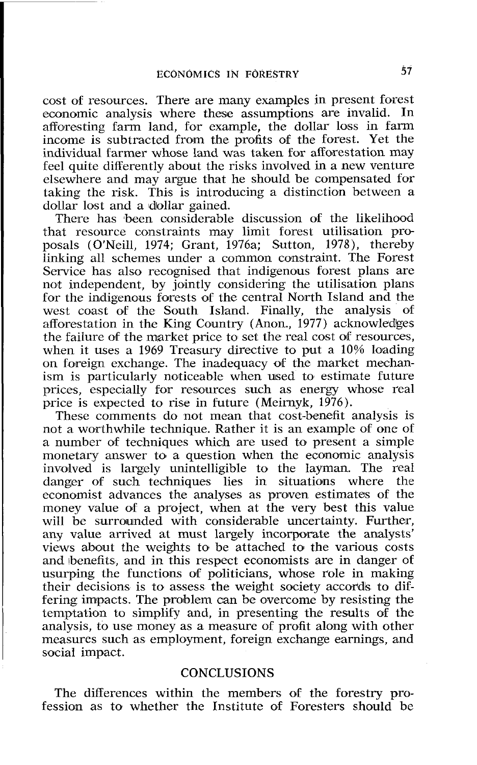cost of resources. There are many examples in present forest economic analysis where these assumptions are invalid. In afforesting farm land, for example, the dollar loss in farm income is subtracted from the profits of the forest. Yet the individual farmer whose land was taken for afforestation may feel quite differently about the risks involved in a new venture elsewhere and may argue that he should be compensated for taking the risk. This is introducing a distinction between a dollar lost and a dollar gained.

There has been considerable discussion of the likelihood that resource constraints may limit forest utilisation proposals (O'Neill, 1974; Grant, 1976a; Sutton, 1978), thereby linking all schemes under a common constraint. The Forest Service has also recognised that indigenous forest plans are not independent, by jointly considering the utilisation plans for the indigenous forests of the central North Island and the west coast of the South Island. Finally, the analysis of afforestation in the King Country (Anon., 1977) acknowledges the failure of the market price to set the real cost of resources, when it uses a 1969 Treasury directive to put a 10% loading on foreign exchange. The inadequacy of the market mechanism is particularly noticeable when used to estimate future prices, especially for resources such as energy whose real price is expected to rise in future (Meirnyk, 1976).

These comments do not mean that cost-benefit analysis is not a worthwhile technique. Rather it is an example of one of a number of techniques which are used to present a simple monetary answer to a question when the economic analysis involved is largely unintelligible to the layman. The real danger of such techniques lies in situations where the economist advances the analyses as proven estimates of the money value of a project, when at the very best this value will be surrounded with considerable uncertainty. Further, any value arrived at must largely incorporate the analysts' views about the weights to be attached to the various costs and benefits, and in this respect economists are in danger of usurping the functions of politicians, whose role in making their decisions is to assess the weight society accords to differing impacts. The problem can be overcome by resisting the temptation to simplify and, in presenting the results of the analysis, to use money as a measure of profit along with other measures such as employment, foreign exchange earnings, and social impact.

## CONCLUSIONS

The differences within the members of the forestry profession as to whether the Institute of Foresters should be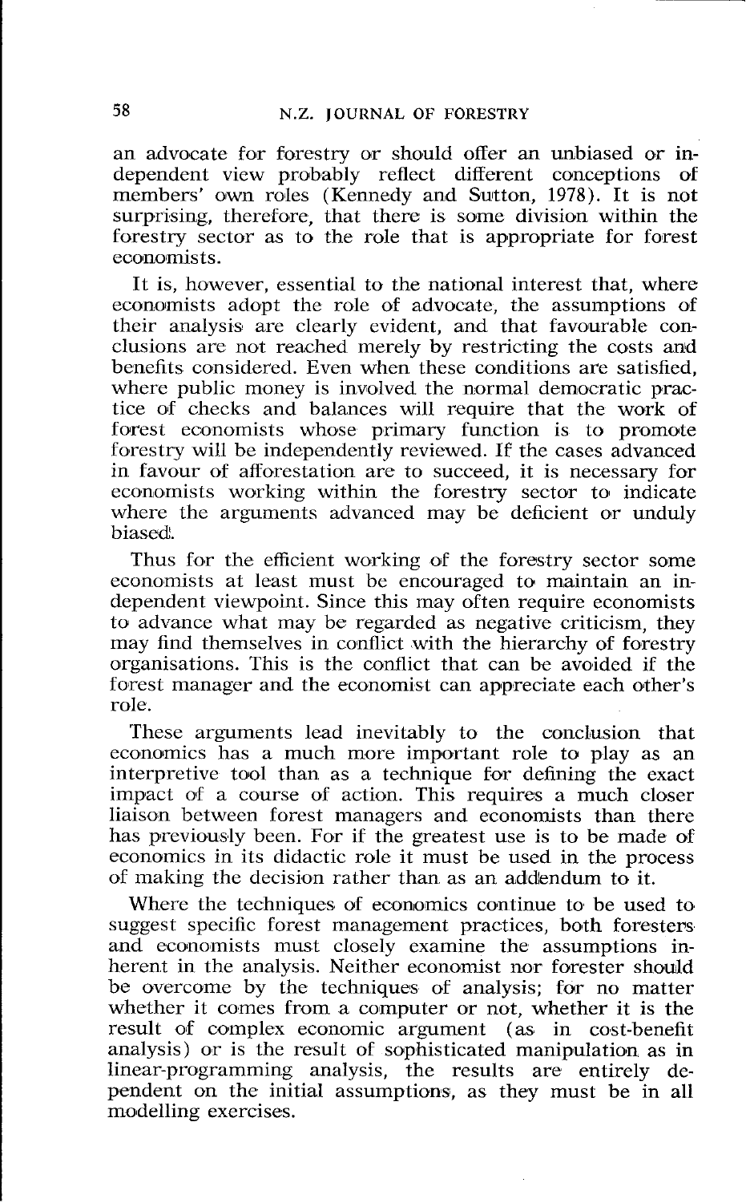an advocate for forestry or should offer an unbiased or independent view probably reflect different conceptions of members' own roles (Kennedy and Sutton, 1978). It is not surprising, therefore, that there is some division within the forestry sector as to the role that is appropriate for forest economists.

It is, however, essential to the national interest that, where economists adopt the role of advocate, the assumptions of their analysis are clearly evident, and that favourable conclusions are not reached merely by restricting the costs and benefits considered. Even when these conditions are satisfied, where public money is involved the normal democratic practice of checks and balances will require that the work of forest economists whose primary function is to promote forestry will be independently reviewed. If the cases advanced in favour of afforestation are to succeed, it is necessary for economists working within the forestry sector to indicate where the arguments advanced may be deficient or unduly biased.

Thus for the efficient working of the forestry sector some economists at least must be encouraged to maintain an independent viewpoint. Since this may often require economists to advance what may be regarded as negative criticism, they may find themselves in conflict with the hierarchy of forestry organisations. This is the conflict that can be avoided if the forest manager and the economist can appreciate each other's role.

These arguments lead inevitably to the conclusion that economics has a much more important role to play as an interpretive tool than as a technique for defining the exact impact of a course of action. This requires a much closer liaison between forest managers and economists than there has previously been. For if the greatest use is to be made of economics in its didactic role it must be used in the process of making the decision rather than as an addendum to it.

Where the techniques of economics continue to be used to suggest specific forest management practices, both foresters and economists must closely examine the assumptions inherent in the analysis. Neither economist nor forester should be overcome by the techniques of analysis; for no matter whether it comes from a computer or not, whether it is the result of complex economic argument (as in cost-benefit analysis) or is the result of sophisticated manipulation as in linear-programming analysis, the results are entirely dependent on the initial assumptions, as they must be in all modelling exercises.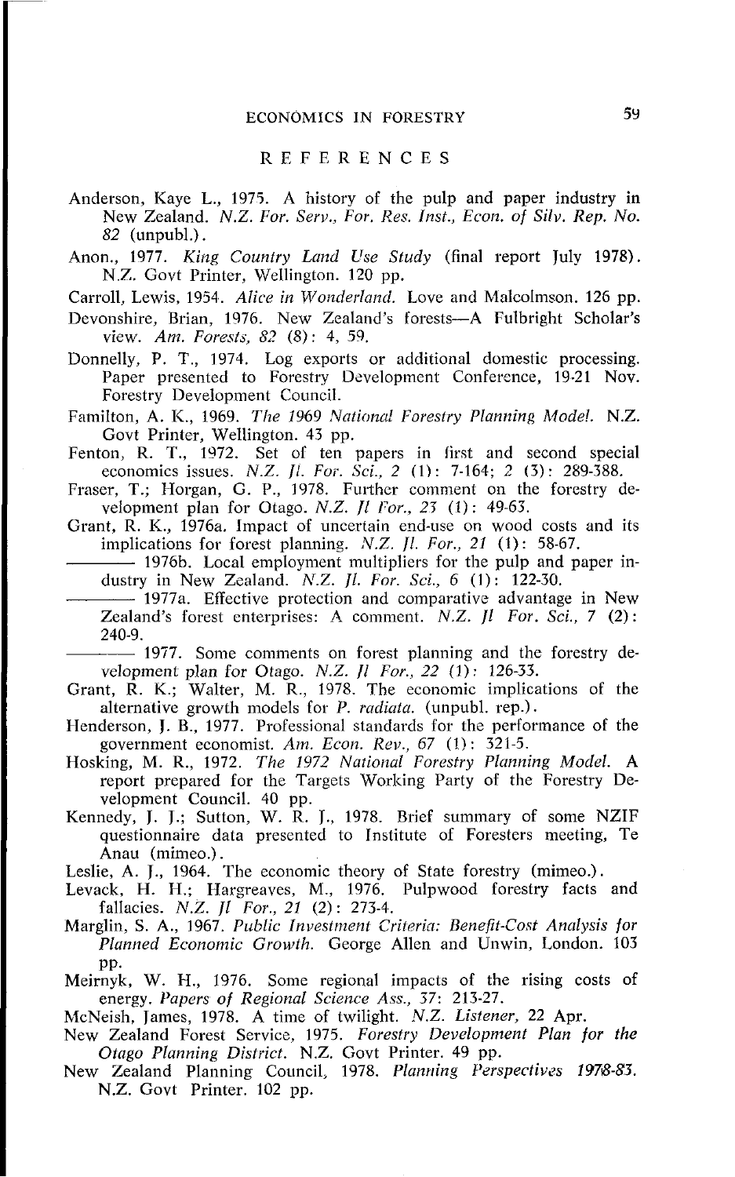## REFERENCES

Anderson, Kaye L., 1975. A history of the pulp and paper industry in New Zealand. *N.Z. For. Serv., For. Res. Inst., Econ. of Silv. Rep. No. 82* (unpubl.).

Anon., 1977. *King Country Land Use Study* (final report July 1978). N.Z. Govt Printer, Wellington. 120 pp.

Carroll, Lewis, 1954. *Alice in Wonderland.* Love and Malcolmson. 126 pp.

Devonshire, Brian, 1976. New Zealand's forests—A Fulbright Scholar's view. *Am. Forests, 82* (8): 4, 59.

Donnelly, P. T., 1974. Log exports or additional domestic processing. Paper presented to Forestry Development Conference, 19-21 Nov. Forestry Development Council.

Familton, A. K., 1969. *The 1969 National Forestry Planning Model.* N.Z. Govt Printer, Wellington. 43 pp.

Fenton, R. T., 1972. Set of ten papers in first and second special economics issues. *N.Z. Jl. For. Sci., 2* (1): 7-164; *2* (3): 289-388.

Fraser, T.; Horgan, G. P., 1978. Further comment on the forestry development plan for Otago. *N.Z. Jl For., 23* (1): 49-63.

Grant, R. K., 1976a. Impact of uncertain end-use on wood costs and its implications for forest planning. *N.Z. Jl. For., 21* (1): 58-67.

——— 1976b. Local employment multipliers for the pulp and paper industry in New Zealand. *N.Z. Jl. For. Sci., 6* (1): 122-30.

——— 1977a. Effective protection and comparative advantage in New Zealand's forest enterprises: A comment. *N.Z. Jl For. Sci., 7* (2): 240-9.

——— 1977. Some comments on forest planning and the forestry development plan for Otago. *N.Z. Jl For., 22* (1): 126-33.

Grant, R. K.; Walter, M. R., 1978. The economic implications of the alternative growth models for *P. radiata.* (unpubl. rep.).

Henderson, J. B., 1977. Professional standards for the performance of the government economist. *Am. Econ. Rev., 67* (1): 321-5.

Hosking, M. R., 1972. *The 1972 National Forestry Planning Model.* A report prepared for the Targets Working Party of the Forestry Development Council. 40 pp.

Kennedy, J. J.; Sutton, W. R. J., 1978. Brief summary of some NZIF questionnaire data presented to Institute of Foresters meeting, Te Anau (mimeo.).

Leslie, A. J., 1964. The economic theory of State forestry (mimeo.).

Levack, H. H.; Hargreaves, M., 1976. Pulpwood forestry facts and fallacies. *N.Z. Jl For., 21* (2): 273-4.

Marglin, S. A., 1967. *Public Investment Criteria: Benefit-Cost Analysis for Planned Economic Growth.* George Allen and Unwin, London. 103 pp.

Meirnyk, W. H., 1976. Some regional impacts of the rising costs of energy. *Papers of Regional Science Ass., 37*: 213-27.

McNeish, James, 1978. A time of twilight. *N.Z. Listener,* 22 Apr.

New Zealand Forest Service, 1975. *Forestry Development Plan for the Otago Planning District.* N.Z. Govt Printer. 49 pp.

New Zealand Planning Council, 1978. *Planning Perspectives 1978-83.* N.Z. Govt Printer. 102 pp.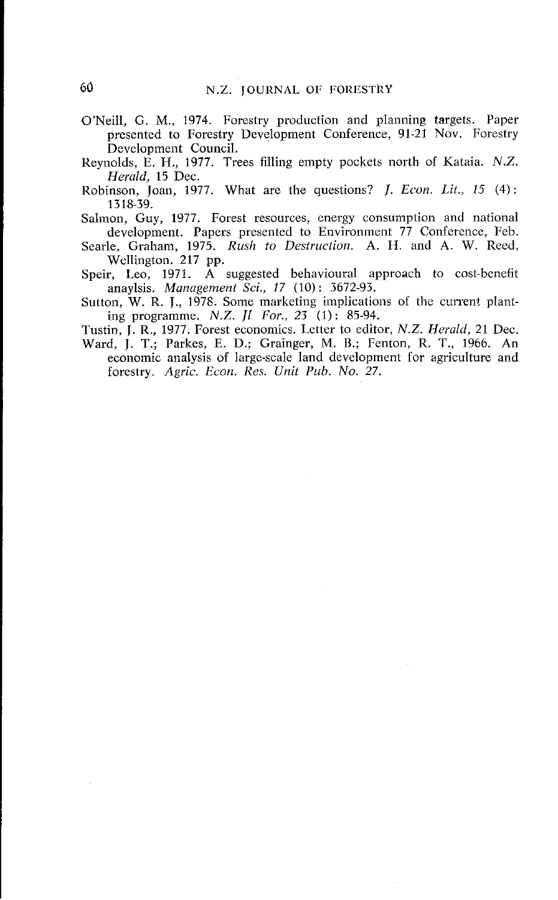O'Neill, G. M., 1974. Forestry production and planning targets. Paper presented to Forestry Development Conference, 91-21 Nov. Forestry Development Council.

Reynolds, E. H., 1977. Trees filling empty pockets north of Kataia. *N.Z. Herald,* 15 Dec.

Robinson, Joan, 1977. What are the questions? *J. Econ. Lit., 15* (4): 1318-39.

Salmon, Guy, 1977. Forest resources, energy consumption and national development. Papers presented to Environment 77 Conference, Feb.

Searle, Graham, 1975. *Rush to Destruction.* A. H. and A. W. Reed, Wellington. 217 pp.

Speir, Leo, 1971. A suggested behavioural approach to cost-benefit anaylsis. *Management Sci., 17* (10): 3672-93.

Sutton, W. R. J., 1978. Some marketing implications of the current planting programme. *N.Z. Jl For., 23* (1): 85-94.

Tustin, J. R., 1977. Forest economics. Letter to editor, *N.Z. Herald,* 21 Dec.

Ward, J. T.; Parkes, E. D.; Grainger, M. B.; Fenton, R. T., 1966. An economic analysis of large-scale land development for agriculture and forestry. *Agric. Econ. Res. Unit Pub. No. 27.*